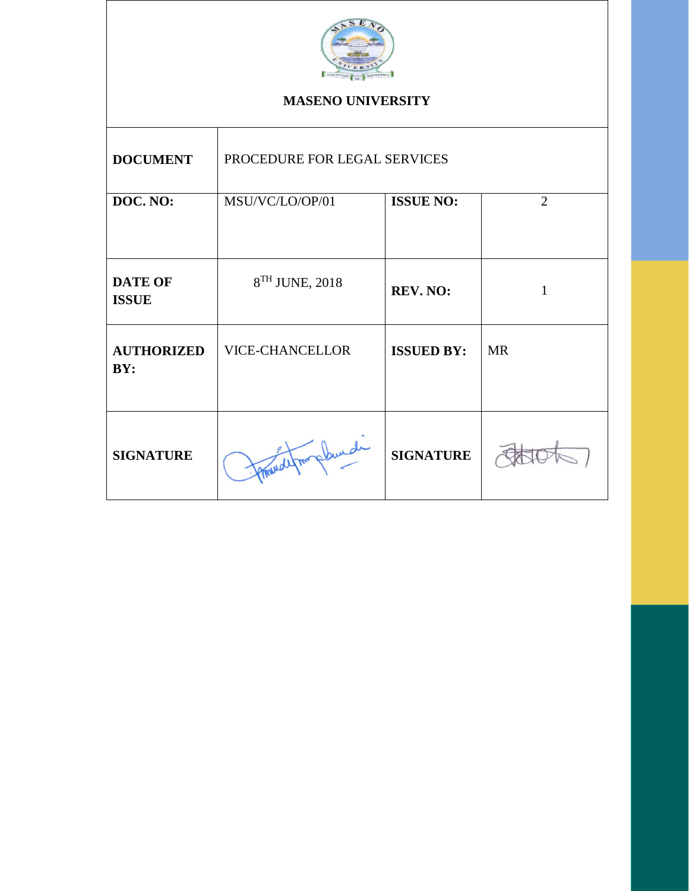**MASENO UNIVERSITY**

| **DOCUMENT** | PROCEDURE FOR LEGAL SERVICES | | |
|---|---|---|---|
| **DOC. NO:** | MSU/VC/LO/OP/01 | **ISSUE NO:** | 2 |
| **DATE OF ISSUE** | 8TH JUNE, 2018 | **REV. NO:** | 1 |
| **AUTHORIZED BY:** | VICE-CHANCELLOR | **ISSUED BY:** | MR |
| **SIGNATURE** | | **SIGNATURE** | |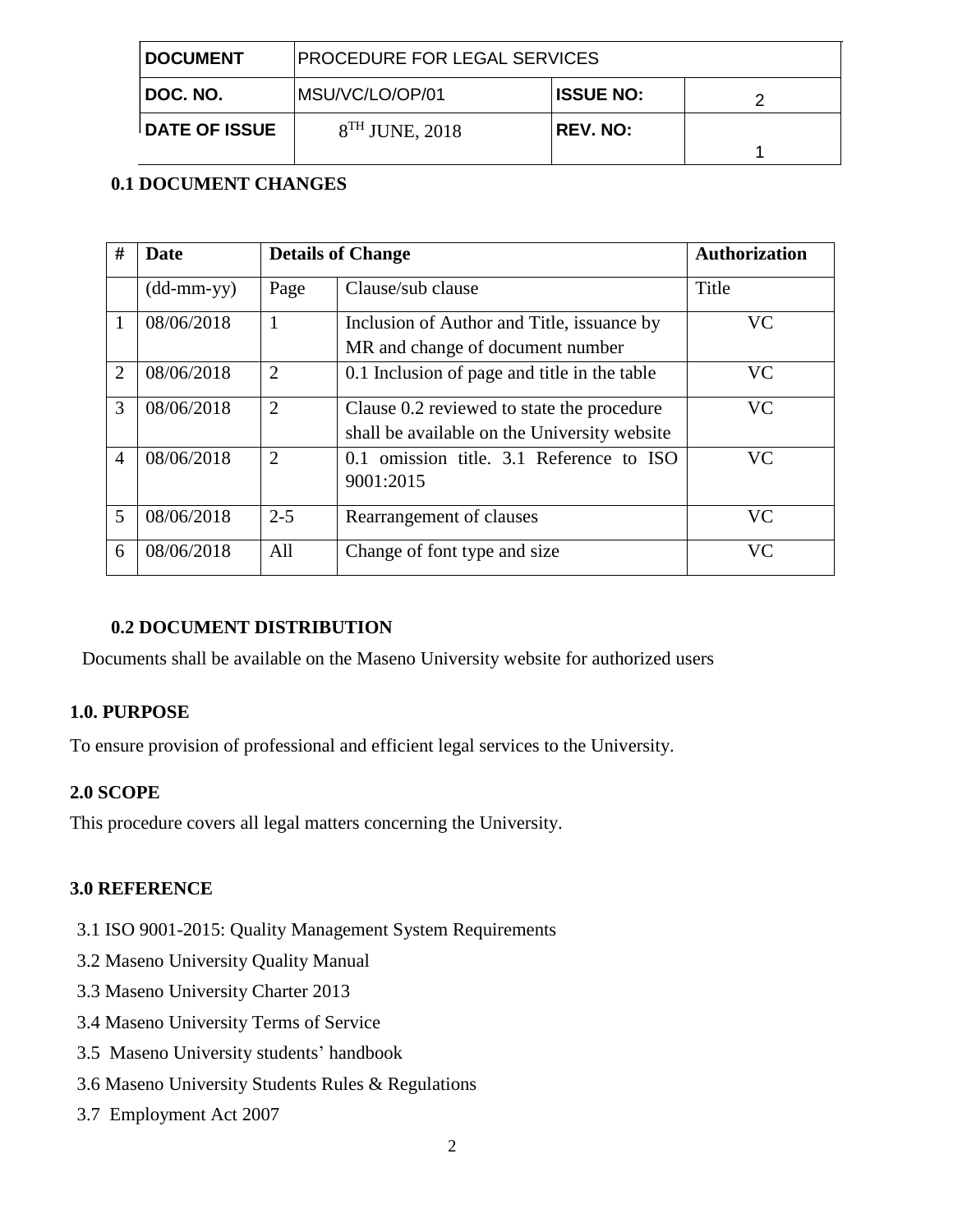| DOCUMENT | PROCEDURE FOR LEGAL SERVICES | | |
|---|---|---|---|
| DOC. NO. | MSU/VC/LO/OP/01 | ISSUE NO: | 2 |
| DATE OF ISSUE | 8TH JUNE, 2018 | REV. NO: | 1 |

**0.1 DOCUMENT CHANGES**

| # | Date | Details of Change | | Authorization |
|---|---|---|---|---|
| | (dd-mm-yy) | Page | Clause/sub clause | Title |
| 1 | 08/06/2018 | 1 | Inclusion of Author and Title, issuance by MR and change of document number | VC |
| 2 | 08/06/2018 | 2 | 0.1 Inclusion of page and title in the table | VC |
| 3 | 08/06/2018 | 2 | Clause 0.2 reviewed to state the procedure shall be available on the University website | VC |
| 4 | 08/06/2018 | 2 | 0.1 omission title. 3.1 Reference to ISO 9001:2015 | VC |
| 5 | 08/06/2018 | 2-5 | Rearrangement of clauses | VC |
| 6 | 08/06/2018 | All | Change of font type and size | VC |

**0.2 DOCUMENT DISTRIBUTION**

Documents shall be available on the Maseno University website for authorized users

**1.0. PURPOSE**

To ensure provision of professional and efficient legal services to the University.

**2.0 SCOPE**

This procedure covers all legal matters concerning the University.

**3.0 REFERENCE**

3.1 ISO 9001-2015: Quality Management System Requirements

3.2 Maseno University Quality Manual

3.3 Maseno University Charter 2013

3.4 Maseno University Terms of Service

3.5 Maseno University students' handbook

3.6 Maseno University Students Rules & Regulations

3.7 Employment Act 2007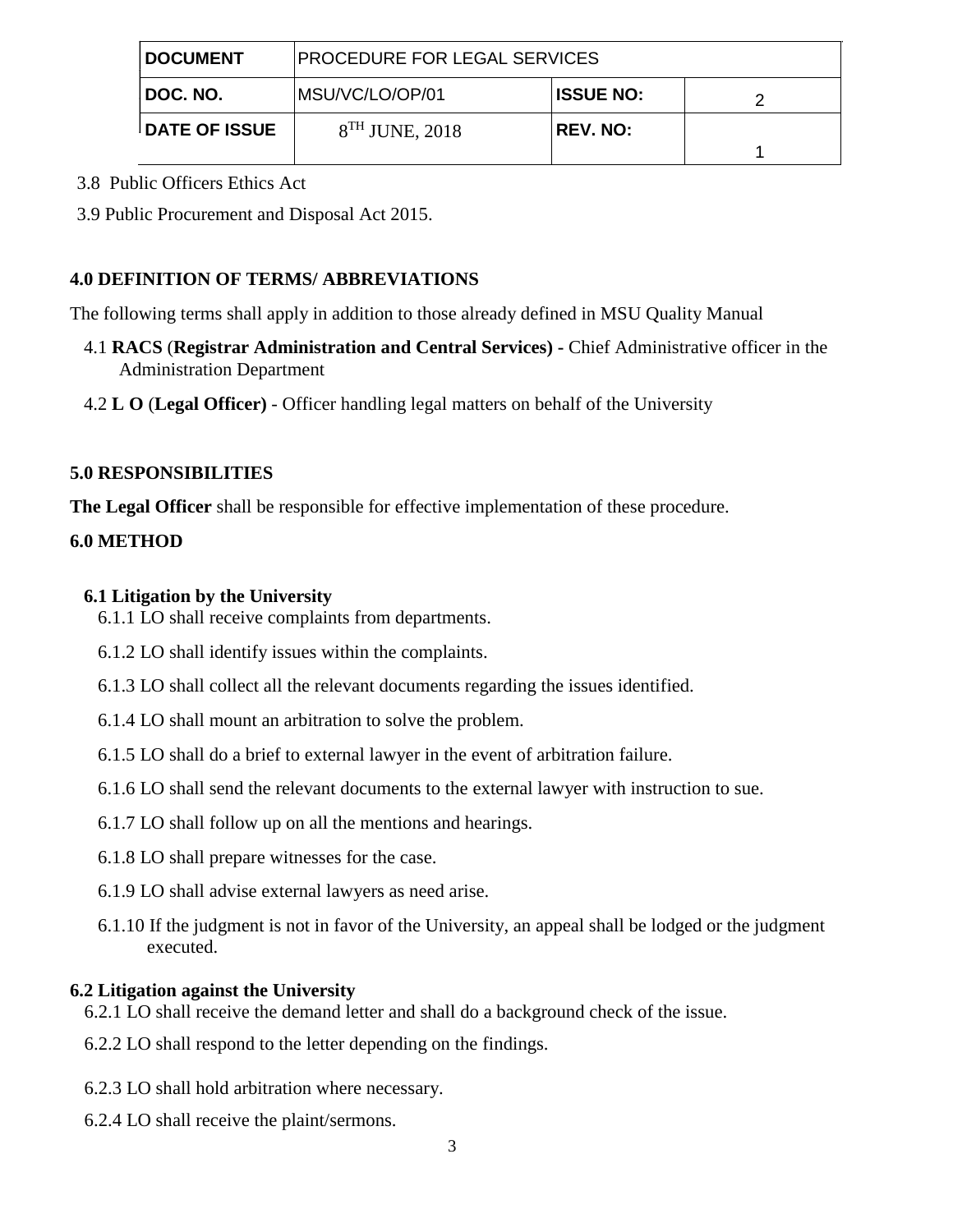3.8 Public Officers Ethics Act

3.9 Public Procurement and Disposal Act 2015.

## 4.0 DEFINITION OF TERMS/ ABBREVIATIONS

The following terms shall apply in addition to those already defined in MSU Quality Manual

4.1 **RACS** (**Registrar Administration and Central Services) -** Chief Administrative officer in the Administration Department

4.2 **L O** (**Legal Officer)** - Officer handling legal matters on behalf of the University

## 5.0 RESPONSIBILITIES

**The Legal Officer** shall be responsible for effective implementation of these procedure.

## 6.0 METHOD

### 6.1 Litigation by the University

6.1.1 LO shall receive complaints from departments.

6.1.2 LO shall identify issues within the complaints.

6.1.3 LO shall collect all the relevant documents regarding the issues identified.

6.1.4 LO shall mount an arbitration to solve the problem.

6.1.5 LO shall do a brief to external lawyer in the event of arbitration failure.

6.1.6 LO shall send the relevant documents to the external lawyer with instruction to sue.

6.1.7 LO shall follow up on all the mentions and hearings.

6.1.8 LO shall prepare witnesses for the case.

6.1.9 LO shall advise external lawyers as need arise.

6.1.10 If the judgment is not in favor of the University, an appeal shall be lodged or the judgment executed.

### 6.2 Litigation against the University

6.2.1 LO shall receive the demand letter and shall do a background check of the issue.

6.2.2 LO shall respond to the letter depending on the findings.

6.2.3 LO shall hold arbitration where necessary.

6.2.4 LO shall receive the plaint/sermons.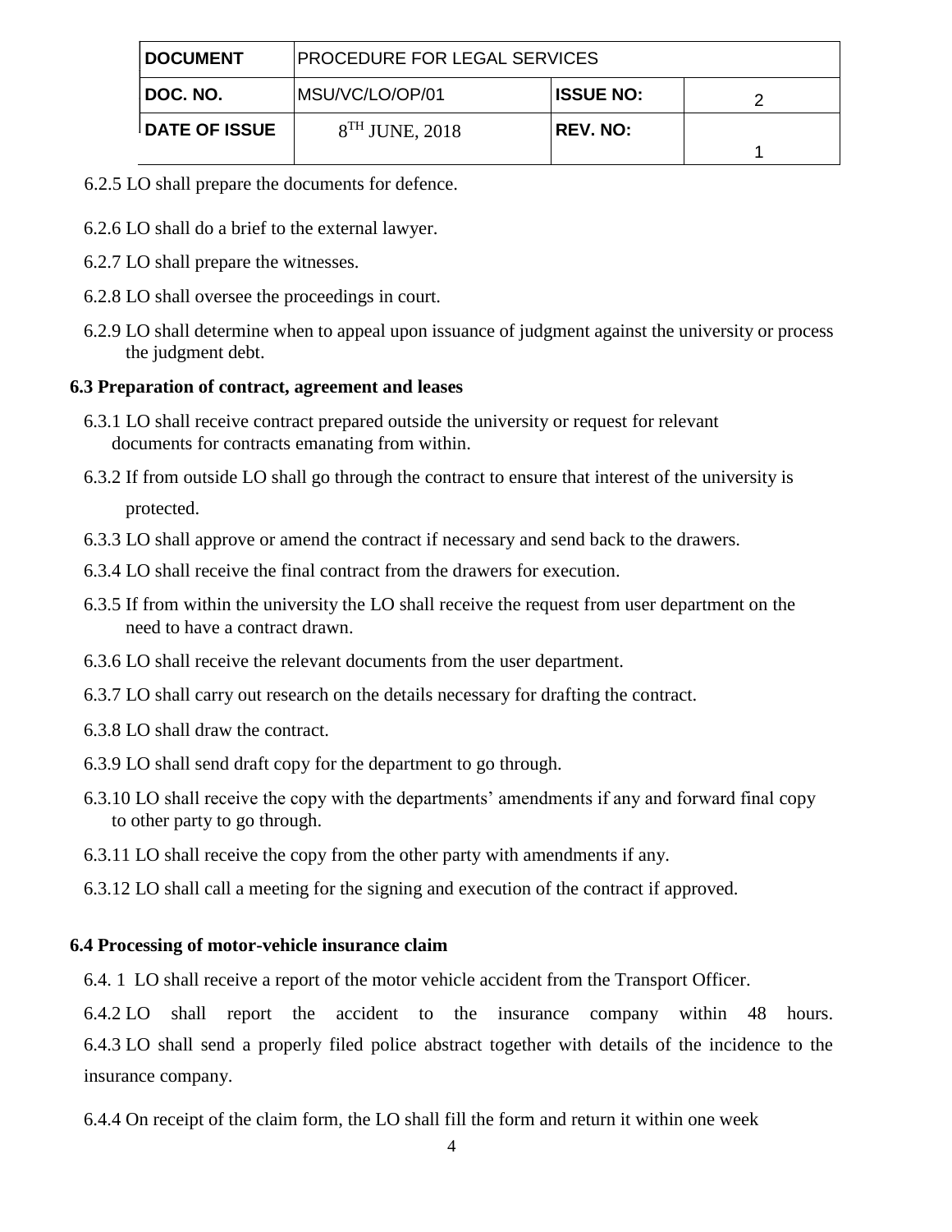6.2.5 LO shall prepare the documents for defence.

6.2.6 LO shall do a brief to the external lawyer.

6.2.7 LO shall prepare the witnesses.

6.2.8 LO shall oversee the proceedings in court.

6.2.9 LO shall determine when to appeal upon issuance of judgment against the university or process the judgment debt.

### 6.3 Preparation of contract, agreement and leases

6.3.1 LO shall receive contract prepared outside the university or request for relevant documents for contracts emanating from within.

6.3.2 If from outside LO shall go through the contract to ensure that interest of the university is protected.

6.3.3 LO shall approve or amend the contract if necessary and send back to the drawers.

6.3.4 LO shall receive the final contract from the drawers for execution.

6.3.5 If from within the university the LO shall receive the request from user department on the need to have a contract drawn.

6.3.6 LO shall receive the relevant documents from the user department.

6.3.7 LO shall carry out research on the details necessary for drafting the contract.

6.3.8 LO shall draw the contract.

6.3.9 LO shall send draft copy for the department to go through.

6.3.10 LO shall receive the copy with the departments' amendments if any and forward final copy to other party to go through.

6.3.11 LO shall receive the copy from the other party with amendments if any.

6.3.12 LO shall call a meeting for the signing and execution of the contract if approved.

### 6.4 Processing of motor-vehicle insurance claim

6.4. 1 LO shall receive a report of the motor vehicle accident from the Transport Officer.

6.4.2 LO shall report the accident to the insurance company within 48 hours.

6.4.3 LO shall send a properly filed police abstract together with details of the incidence to the insurance company.

6.4.4 On receipt of the claim form, the LO shall fill the form and return it within one week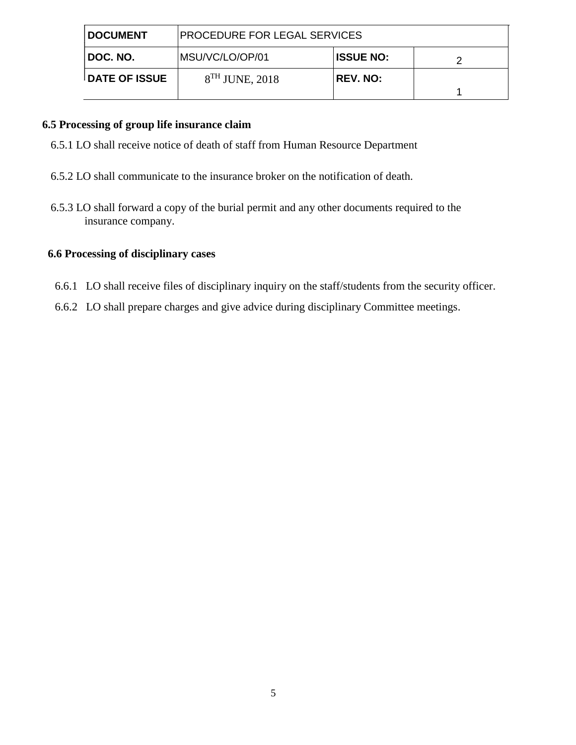| DOCUMENT | PROCEDURE FOR LEGAL SERVICES | | |
|---|---|---|---|
| DOC. NO. | MSU/VC/LO/OP/01 | ISSUE NO: | 2 |
| DATE OF ISSUE | 8TH JUNE, 2018 | REV. NO: | 1 |

**6.5 Processing of group life insurance claim**

6.5.1 LO shall receive notice of death of staff from Human Resource Department

6.5.2 LO shall communicate to the insurance broker on the notification of death.

6.5.3 LO shall forward a copy of the burial permit and any other documents required to the insurance company.

**6.6 Processing of disciplinary cases**

6.6.1 LO shall receive files of disciplinary inquiry on the staff/students from the security officer.

6.6.2 LO shall prepare charges and give advice during disciplinary Committee meetings.